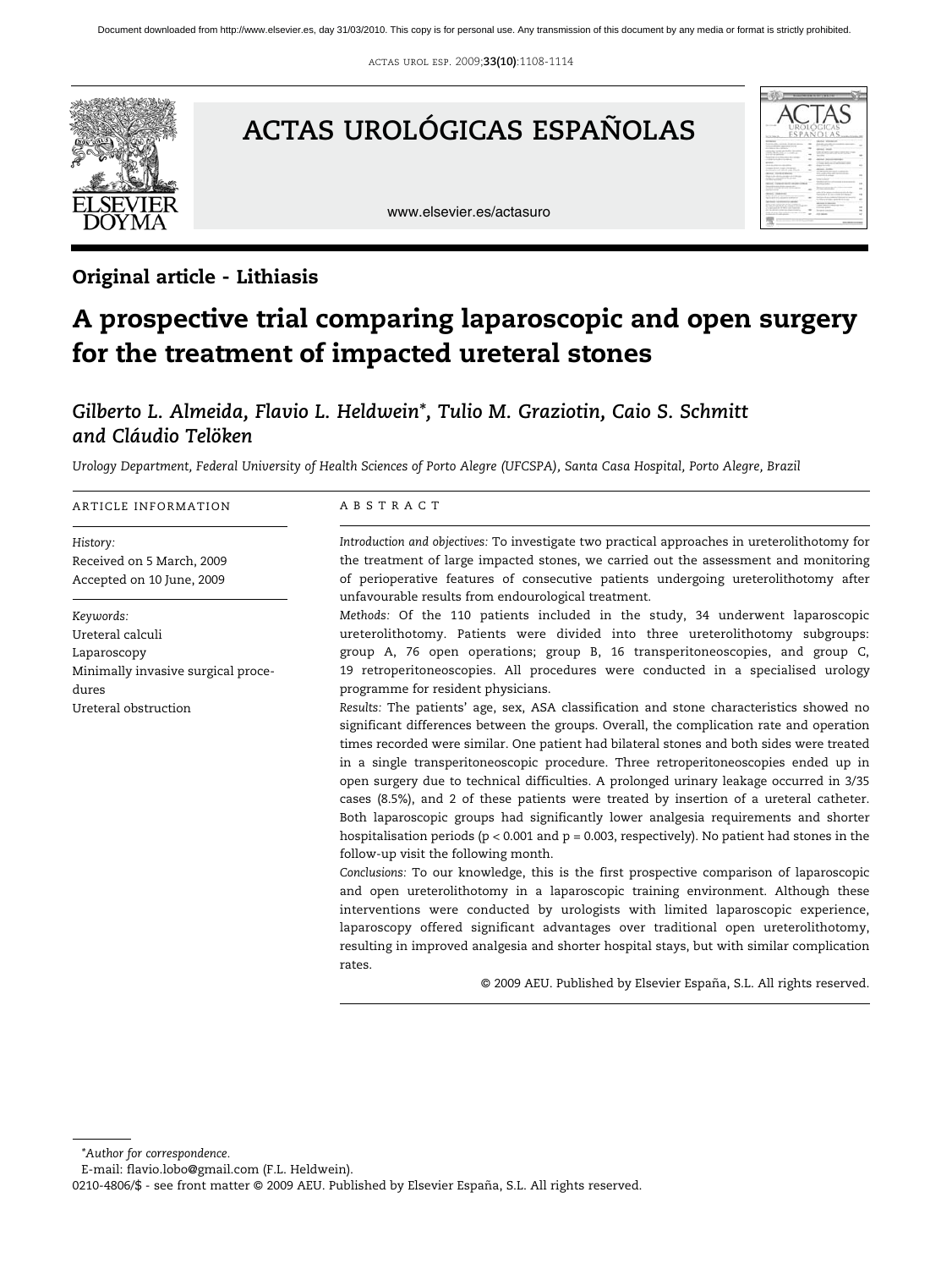Original article - Lithiasis

# A prospective trial comparing laparoscopic and open surgery for the treatment of impacted ureteral stones

*Gilberto L. Almeida, Flavio L. Heldwein\*, Tulio M. Graziotin, Caio S. Schmitt and Cláudio Telöken*

*Urology Department, Federal University of Health Sciences of Porto Alegre (UFCSPA), Santa Casa Hospital, Porto Alegre, Brazil*

ARTICLE INFORMATION

*History:*
Received on 5 March, 2009
Accepted on 10 June, 2009

*Keywords:*
Ureteral calculi
Laparoscopy
Minimally invasive surgical procedures
Ureteral obstruction

ABSTRACT

*Introduction and objectives:* To investigate two practical approaches in ureterolithotomy for the treatment of large impacted stones, we carried out the assessment and monitoring of perioperative features of consecutive patients undergoing ureterolithotomy after unfavourable results from endourological treatment.

*Methods:* Of the 110 patients included in the study, 34 underwent laparoscopic ureterolithotomy. Patients were divided into three ureterolithotomy subgroups: group A, 76 open operations; group B, 16 transperitoneoscopies, and group C, 19 retroperitoneoscopies. All procedures were conducted in a specialised urology programme for resident physicians.

*Results:* The patients' age, sex, ASA classification and stone characteristics showed no significant differences between the groups. Overall, the complication rate and operation times recorded were similar. One patient had bilateral stones and both sides were treated in a single transperitoneoscopic procedure. Three retroperitoneoscopies ended up in open surgery due to technical difficulties. A prolonged urinary leakage occurred in 3/35 cases (8.5%), and 2 of these patients were treated by insertion of a ureteral catheter. Both laparoscopic groups had significantly lower analgesia requirements and shorter hospitalisation periods ($p < 0.001$ and $p = 0.003$, respectively). No patient had stones in the follow-up visit the following month.

*Conclusions:* To our knowledge, this is the first prospective comparison of laparoscopic and open ureterolithotomy in a laparoscopic training environment. Although these interventions were conducted by urologists with limited laparoscopic experience, laparoscopy offered significant advantages over traditional open ureterolithotomy, resulting in improved analgesia and shorter hospital stays, but with similar complication rates.

© 2009 AEU. Published by Elsevier España, S.L. All rights reserved.

\*Author for correspondence.
E-mail: flavio.lobo@gmail.com (F.L. Heldwein).

0210-4806/$ - see front matter © 2009 AEU. Published by Elsevier España, S.L. All rights reserved.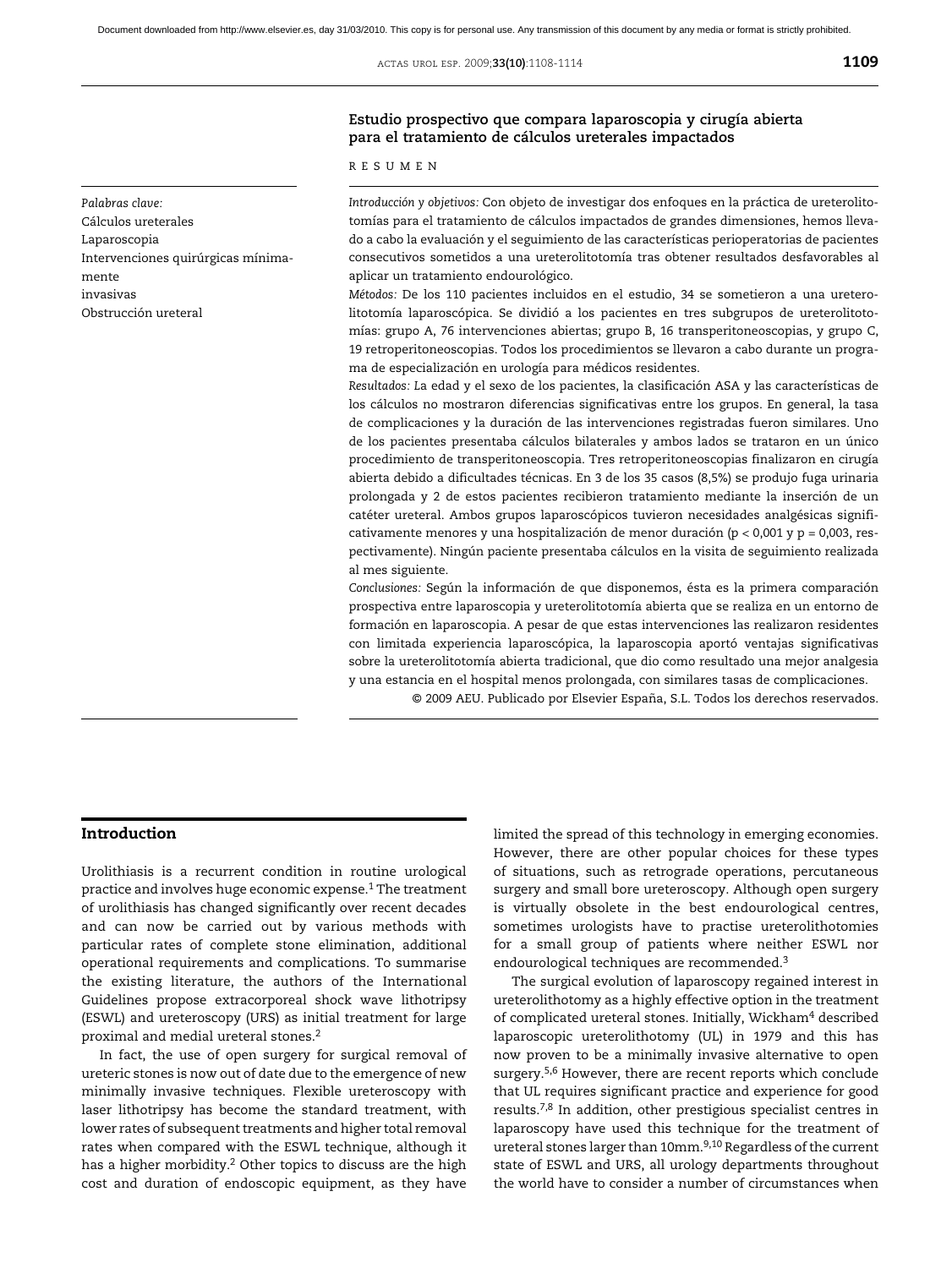## Estudio prospectivo que compara laparoscopia y cirugía abierta para el tratamiento de cálculos ureterales impactados

### RESUMEN

*Palabras clave:*
Cálculos ureterales
Laparoscopia
Intervenciones quirúrgicas mínimamente invasivas
Obstrucción ureteral

*Introducción y objetivos:* Con objeto de investigar dos enfoques en la práctica de ureterolitotomías para el tratamiento de cálculos impactados de grandes dimensiones, hemos llevado a cabo la evaluación y el seguimiento de las características perioperatorias de pacientes consecutivos sometidos a una ureterolitotomía tras obtener resultados desfavorables al aplicar un tratamiento endourológico.

*Métodos:* De los 110 pacientes incluidos en el estudio, 34 se sometieron a una ureterolitotomía laparoscópica. Se dividió a los pacientes en tres subgrupos de ureterolitotomías: grupo A, 76 intervenciones abiertas; grupo B, 16 transperitoneoscopias, y grupo C, 19 retroperitoneoscopias. Todos los procedimientos se llevaron a cabo durante un programa de especialización en urología para médicos residentes.

*Resultados:* La edad y el sexo de los pacientes, la clasificación ASA y las características de los cálculos no mostraron diferencias significativas entre los grupos. En general, la tasa de complicaciones y la duración de las intervenciones registradas fueron similares. Uno de los pacientes presentaba cálculos bilaterales y ambos lados se trataron en un único procedimiento de transperitoneoscopia. Tres retroperitoneoscopias finalizaron en cirugía abierta debido a dificultades técnicas. En 3 de los 35 casos (8,5%) se produjo fuga urinaria prolongada y 2 de estos pacientes recibieron tratamiento mediante la inserción de un catéter ureteral. Ambos grupos laparoscópicos tuvieron necesidades analgésicas significativamente menores y una hospitalización de menor duración ($p < 0{,}001$ y $p = 0{,}003$, respectivamente). Ningún paciente presentaba cálculos en la visita de seguimiento realizada al mes siguiente.

*Conclusiones:* Según la información de que disponemos, ésta es la primera comparación prospectiva entre laparoscopia y ureterolitotomía abierta que se realiza en un entorno de formación en laparoscopia. A pesar de que estas intervenciones las realizaron residentes con limitada experiencia laparoscópica, la laparoscopia aportó ventajas significativas sobre la ureterolitotomía abierta tradicional, que dio como resultado una mejor analgesia y una estancia en el hospital menos prolongada, con similares tasas de complicaciones.

© 2009 AEU. Publicado por Elsevier España, S.L. Todos los derechos reservados.

## Introduction

Urolithiasis is a recurrent condition in routine urological practice and involves huge economic expense.[1] The treatment of urolithiasis has changed significantly over recent decades and can now be carried out by various methods with particular rates of complete stone elimination, additional operational requirements and complications. To summarise the existing literature, the authors of the International Guidelines propose extracorporeal shock wave lithotripsy (ESWL) and ureteroscopy (URS) as initial treatment for large proximal and medial ureteral stones.[2]

In fact, the use of open surgery for surgical removal of ureteric stones is now out of date due to the emergence of new minimally invasive techniques. Flexible ureteroscopy with laser lithotripsy has become the standard treatment, with lower rates of subsequent treatments and higher total removal rates when compared with the ESWL technique, although it has a higher morbidity.[2] Other topics to discuss are the high cost and duration of endoscopic equipment, as they have limited the spread of this technology in emerging economies. However, there are other popular choices for these types of situations, such as retrograde operations, percutaneous surgery and small bore ureteroscopy. Although open surgery is virtually obsolete in the best endourological centres, sometimes urologists have to practise ureterolithotomies for a small group of patients where neither ESWL nor endourological techniques are recommended.[3]

The surgical evolution of laparoscopy regained interest in ureterolithotomy as a highly effective option in the treatment of complicated ureteral stones. Initially, Wickham[4] described laparoscopic ureterolithotomy (UL) in 1979 and this has now proven to be a minimally invasive alternative to open surgery.[5,6] However, there are recent reports which conclude that UL requires significant practice and experience for good results.[7,8] In addition, other prestigious specialist centres in laparoscopy have used this technique for the treatment of ureteral stones larger than 10mm.[9,10] Regardless of the current state of ESWL and URS, all urology departments throughout the world have to consider a number of circumstances when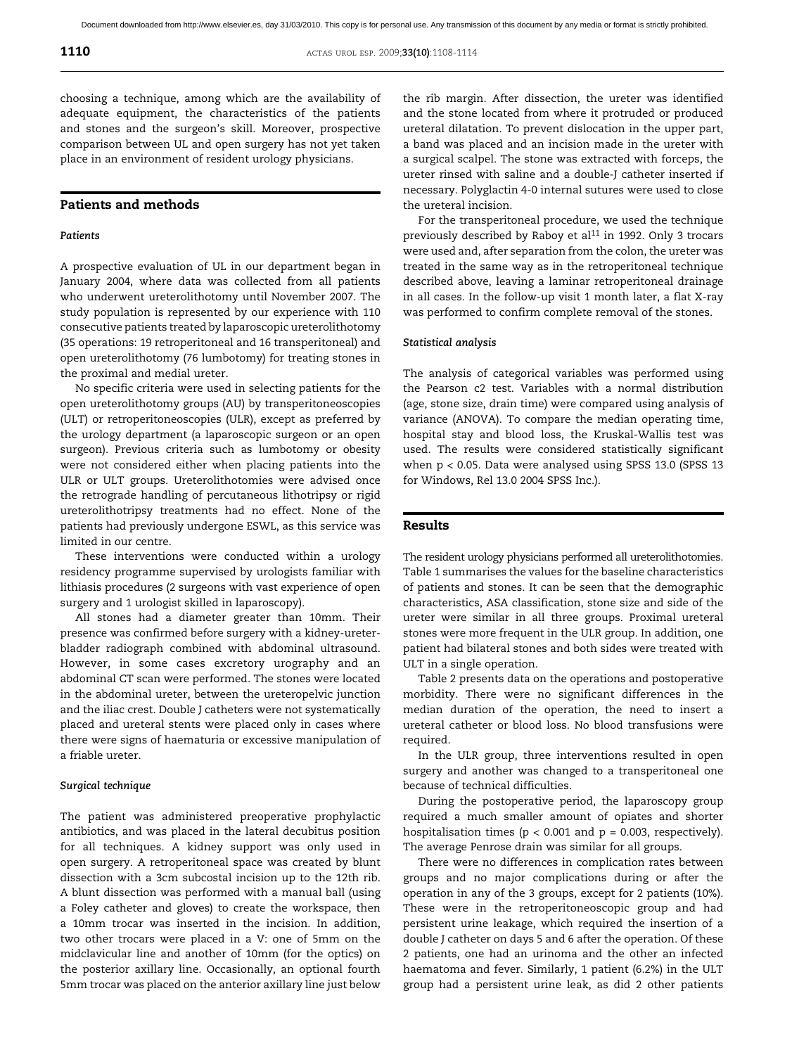choosing a technique, among which are the availability of adequate equipment, the characteristics of the patients and stones and the surgeon's skill. Moreover, prospective comparison between UL and open surgery has not yet taken place in an environment of resident urology physicians.

## Patients and methods

### *Patients*

A prospective evaluation of UL in our department began in January 2004, where data was collected from all patients who underwent ureterolithotomy until November 2007. The study population is represented by our experience with 110 consecutive patients treated by laparoscopic ureterolithotomy (35 operations: 19 retroperitoneal and 16 transperitoneal) and open ureterolithotomy (76 lumbotomy) for treating stones in the proximal and medial ureter.

No specific criteria were used in selecting patients for the open ureterolithotomy groups (AU) by transperitoneoscopies (ULT) or retroperitoneoscopies (ULR), except as preferred by the urology department (a laparoscopic surgeon or an open surgeon). Previous criteria such as lumbotomy or obesity were not considered either when placing patients into the ULR or ULT groups. Ureterolithotomies were advised once the retrograde handling of percutaneous lithotripsy or rigid ureterolithotripsy treatments had no effect. None of the patients had previously undergone ESWL, as this service was limited in our centre.

These interventions were conducted within a urology residency programme supervised by urologists familiar with lithiasis procedures (2 surgeons with vast experience of open surgery and 1 urologist skilled in laparoscopy).

All stones had a diameter greater than 10mm. Their presence was confirmed before surgery with a kidney-ureter-bladder radiograph combined with abdominal ultrasound. However, in some cases excretory urography and an abdominal CT scan were performed. The stones were located in the abdominal ureter, between the ureteropelvic junction and the iliac crest. Double J catheters were not systematically placed and ureteral stents were placed only in cases where there were signs of haematuria or excessive manipulation of a friable ureter.

### *Surgical technique*

The patient was administered preoperative prophylactic antibiotics, and was placed in the lateral decubitus position for all techniques. A kidney support was only used in open surgery. A retroperitoneal space was created by blunt dissection with a 3cm subcostal incision up to the 12th rib. A blunt dissection was performed with a manual ball (using a Foley catheter and gloves) to create the workspace, then a 10mm trocar was inserted in the incision. In addition, two other trocars were placed in a V: one of 5mm on the midclavicular line and another of 10mm (for the optics) on the posterior axillary line. Occasionally, an optional fourth 5mm trocar was placed on the anterior axillary line just below the rib margin. After dissection, the ureter was identified and the stone located from where it protruded or produced ureteral dilatation. To prevent dislocation in the upper part, a band was placed and an incision made in the ureter with a surgical scalpel. The stone was extracted with forceps, the ureter rinsed with saline and a double-J catheter inserted if necessary. Polyglactin 4-0 internal sutures were used to close the ureteral incision.

For the transperitoneal procedure, we used the technique previously described by Raboy et al[11] in 1992. Only 3 trocars were used and, after separation from the colon, the ureter was treated in the same way as in the retroperitoneal technique described above, leaving a laminar retroperitoneal drainage in all cases. In the follow-up visit 1 month later, a flat X-ray was performed to confirm complete removal of the stones.

### *Statistical analysis*

The analysis of categorical variables was performed using the Pearson c2 test. Variables with a normal distribution (age, stone size, drain time) were compared using analysis of variance (ANOVA). To compare the median operating time, hospital stay and blood loss, the Kruskal-Wallis test was used. The results were considered statistically significant when $p < 0.05$. Data were analysed using SPSS 13.0 (SPSS 13 for Windows, Rel 13.0 2004 SPSS Inc.).

## Results

The resident urology physicians performed all ureterolithotomies. Table 1 summarises the values for the baseline characteristics of patients and stones. It can be seen that the demographic characteristics, ASA classification, stone size and side of the ureter were similar in all three groups. Proximal ureteral stones were more frequent in the ULR group. In addition, one patient had bilateral stones and both sides were treated with ULT in a single operation.

Table 2 presents data on the operations and postoperative morbidity. There were no significant differences in the median duration of the operation, the need to insert a ureteral catheter or blood loss. No blood transfusions were required.

In the ULR group, three interventions resulted in open surgery and another was changed to a transperitoneal one because of technical difficulties.

During the postoperative period, the laparoscopy group required a much smaller amount of opiates and shorter hospitalisation times ($p < 0.001$ and $p = 0.003$, respectively). The average Penrose drain was similar for all groups.

There were no differences in complication rates between groups and no major complications during or after the operation in any of the 3 groups, except for 2 patients (10%). These were in the retroperitoneoscopic group and had persistent urine leakage, which required the insertion of a double J catheter on days 5 and 6 after the operation. Of these 2 patients, one had an urinoma and the other an infected haematoma and fever. Similarly, 1 patient (6.2%) in the ULT group had a persistent urine leak, as did 2 other patients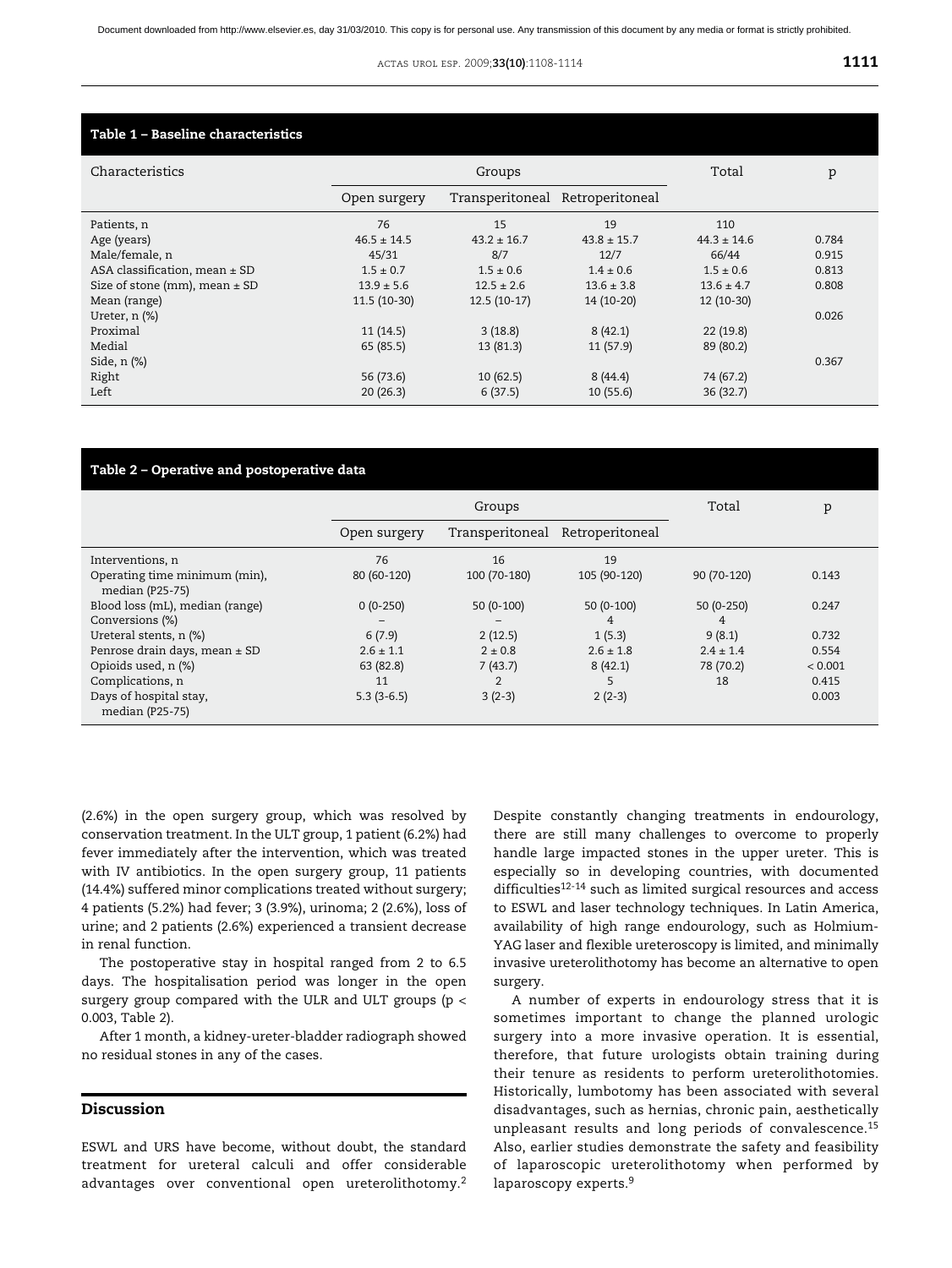**Table 1 – Baseline characteristics**

| Characteristics | Groups | | | Total | p |
|---|---|---|---|---|---|
| | Open surgery | Transperitoneal | Retroperitoneal | | |
| Patients, n | 76 | 15 | 19 | 110 | |
| Age (years) | 46.5 ± 14.5 | 43.2 ± 16.7 | 43.8 ± 15.7 | 44.3 ± 14.6 | 0.784 |
| Male/female, n | 45/31 | 8/7 | 12/7 | 66/44 | 0.915 |
| ASA classification, mean ± SD | 1.5 ± 0.7 | 1.5 ± 0.6 | 1.4 ± 0.6 | 1.5 ± 0.6 | 0.813 |
| Size of stone (mm), mean ± SD | 13.9 ± 5.6 | 12.5 ± 2.6 | 13.6 ± 3.8 | 13.6 ± 4.7 | 0.808 |
| Mean (range) | 11.5 (10-30) | 12.5 (10-17) | 14 (10-20) | 12 (10-30) | |
| Ureter, n (%) | | | | | 0.026 |
| Proximal | 11 (14.5) | 3 (18.8) | 8 (42.1) | 22 (19.8) | |
| Medial | 65 (85.5) | 13 (81.3) | 11 (57.9) | 89 (80.2) | |
| Side, n (%) | | | | | 0.367 |
| Right | 56 (73.6) | 10 (62.5) | 8 (44.4) | 74 (67.2) | |
| Left | 20 (26.3) | 6 (37.5) | 10 (55.6) | 36 (32.7) | |

**Table 2 – Operative and postoperative data**

| | Groups | | | Total | p |
|---|---|---|---|---|---|
| | Open surgery | Transperitoneal | Retroperitoneal | | |
| Interventions, n | 76 | 16 | 19 | | |
| Operating time minimum (min), median (P25-75) | 80 (60-120) | 100 (70-180) | 105 (90-120) | 90 (70-120) | 0.143 |
| Blood loss (mL), median (range) | 0 (0-250) | 50 (0-100) | 50 (0-100) | 50 (0-250) | 0.247 |
| Conversions (%) | – | – | 4 | 4 | |
| Ureteral stents, n (%) | 6 (7.9) | 2 (12.5) | 1 (5.3) | 9 (8.1) | 0.732 |
| Penrose drain days, mean ± SD | 2.6 ± 1.1 | 2 ± 0.8 | 2.6 ± 1.8 | 2.4 ± 1.4 | 0.554 |
| Opioids used, n (%) | 63 (82.8) | 7 (43.7) | 8 (42.1) | 78 (70.2) | < 0.001 |
| Complications, n | 11 | 2 | 5 | 18 | 0.415 |
| Days of hospital stay, median (P25-75) | 5.3 (3-6.5) | 3 (2-3) | 2 (2-3) | | 0.003 |

(2.6%) in the open surgery group, which was resolved by conservation treatment. In the ULT group, 1 patient (6.2%) had fever immediately after the intervention, which was treated with IV antibiotics. In the open surgery group, 11 patients (14.4%) suffered minor complications treated without surgery; 4 patients (5.2%) had fever; 3 (3.9%), urinoma; 2 (2.6%), loss of urine; and 2 patients (2.6%) experienced a transient decrease in renal function.

The postoperative stay in hospital ranged from 2 to 6.5 days. The hospitalisation period was longer in the open surgery group compared with the ULR and ULT groups ($p < 0.003$, Table 2).

After 1 month, a kidney-ureter-bladder radiograph showed no residual stones in any of the cases.

## Discussion

ESWL and URS have become, without doubt, the standard treatment for ureteral calculi and offer considerable advantages over conventional open ureterolithotomy.[2] Despite constantly changing treatments in endourology, there are still many challenges to overcome to properly handle large impacted stones in the upper ureter. This is especially so in developing countries, with documented difficulties[12-14] such as limited surgical resources and access to ESWL and laser technology techniques. In Latin America, availability of high range endourology, such as Holmium-YAG laser and flexible ureteroscopy is limited, and minimally invasive ureterolithotomy has become an alternative to open surgery.

A number of experts in endourology stress that it is sometimes important to change the planned urologic surgery into a more invasive operation. It is essential, therefore, that future urologists obtain training during their tenure as residents to perform ureterolithotomies. Historically, lumbotomy has been associated with several disadvantages, such as hernias, chronic pain, aesthetically unpleasant results and long periods of convalescence.[15] Also, earlier studies demonstrate the safety and feasibility of laparoscopic ureterolithotomy when performed by laparoscopy experts.[9]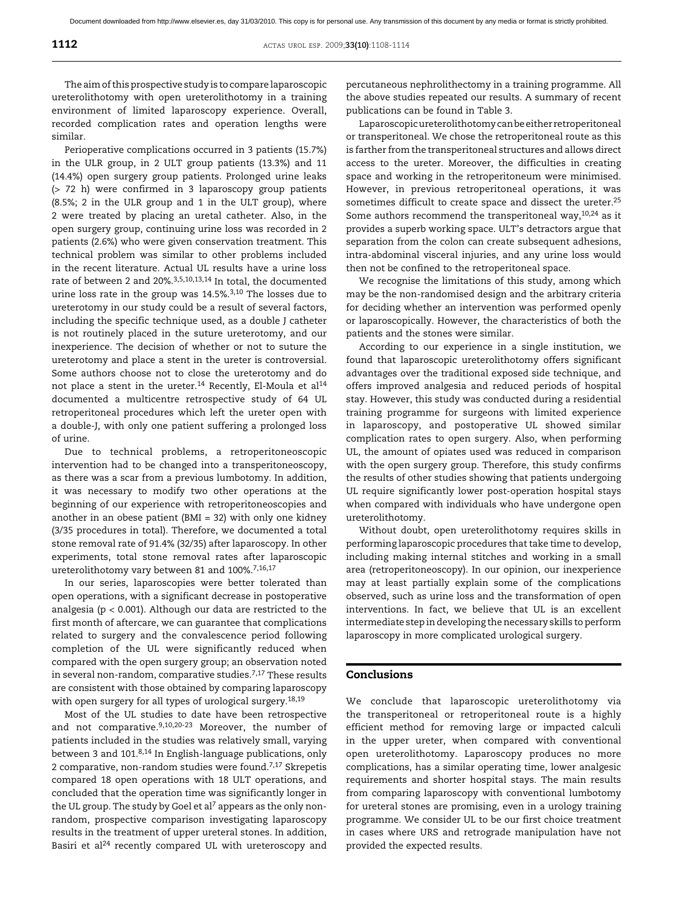The aim of this prospective study is to compare laparoscopic ureterolithotomy with open ureterolithotomy in a training environment of limited laparoscopy experience. Overall, recorded complication rates and operation lengths were similar.

Perioperative complications occurred in 3 patients (15.7%) in the ULR group, in 2 ULT group patients (13.3%) and 11 (14.4%) open surgery group patients. Prolonged urine leaks (> 72 h) were confirmed in 3 laparoscopy group patients (8.5%; 2 in the ULR group and 1 in the ULT group), where 2 were treated by placing an uretal catheter. Also, in the open surgery group, continuing urine loss was recorded in 2 patients (2.6%) who were given conservation treatment. This technical problem was similar to other problems included in the recent literature. Actual UL results have a urine loss rate of between 2 and 20%.[3,5,10,13,14] In total, the documented urine loss rate in the group was 14.5%.[3,10] The losses due to ureterotomy in our study could be a result of several factors, including the specific technique used, as a double J catheter is not routinely placed in the suture ureterotomy, and our inexperience. The decision of whether or not to suture the ureterotomy and place a stent in the ureter is controversial. Some authors choose not to close the ureterotomy and do not place a stent in the ureter.[14] Recently, El-Moula et al[14] documented a multicentre retrospective study of 64 UL retroperitoneal procedures which left the ureter open with a double-J, with only one patient suffering a prolonged loss of urine.

Due to technical problems, a retroperitoneoscopic intervention had to be changed into a transperitoneoscopy, as there was a scar from a previous lumbotomy. In addition, it was necessary to modify two other operations at the beginning of our experience with retroperitoneoscopies and another in an obese patient (BMI = 32) with only one kidney (3/35 procedures in total). Therefore, we documented a total stone removal rate of 91.4% (32/35) after laparoscopy. In other experiments, total stone removal rates after laparoscopic ureterolithotomy vary between 81 and 100%.[7,16,17]

In our series, laparoscopies were better tolerated than open operations, with a significant decrease in postoperative analgesia ($p < 0.001$). Although our data are restricted to the first month of aftercare, we can guarantee that complications related to surgery and the convalescence period following completion of the UL were significantly reduced when compared with the open surgery group; an observation noted in several non-random, comparative studies.[7,17] These results are consistent with those obtained by comparing laparoscopy with open surgery for all types of urological surgery.[18,19]

Most of the UL studies to date have been retrospective and not comparative.[9,10,20-23] Moreover, the number of patients included in the studies was relatively small, varying between 3 and 101.[8,14] In English-language publications, only 2 comparative, non-random studies were found.[7,17] Skrepetis compared 18 open operations with 18 ULT operations, and concluded that the operation time was significantly longer in the UL group. The study by Goel et al[7] appears as the only non-random, prospective comparison investigating laparoscopy results in the treatment of upper ureteral stones. In addition, Basiri et al[24] recently compared UL with ureteroscopy and percutaneous nephrolithectomy in a training programme. All the above studies repeated our results. A summary of recent publications can be found in Table 3.

Laparoscopic ureterolithotomy can be either retroperitoneal or transperitoneal. We chose the retroperitoneal route as this is farther from the transperitoneal structures and allows direct access to the ureter. Moreover, the difficulties in creating space and working in the retroperitoneum were minimised. However, in previous retroperitoneal operations, it was sometimes difficult to create space and dissect the ureter.[25] Some authors recommend the transperitoneal way,[10,24] as it provides a superb working space. ULT's detractors argue that separation from the colon can create subsequent adhesions, intra-abdominal visceral injuries, and any urine loss would then not be confined to the retroperitoneal space.

We recognise the limitations of this study, among which may be the non-randomised design and the arbitrary criteria for deciding whether an intervention was performed openly or laparoscopically. However, the characteristics of both the patients and the stones were similar.

According to our experience in a single institution, we found that laparoscopic ureterolithotomy offers significant advantages over the traditional exposed side technique, and offers improved analgesia and reduced periods of hospital stay. However, this study was conducted during a residential training programme for surgeons with limited experience in laparoscopy, and postoperative UL showed similar complication rates to open surgery. Also, when performing UL, the amount of opiates used was reduced in comparison with the open surgery group. Therefore, this study confirms the results of other studies showing that patients undergoing UL require significantly lower post-operation hospital stays when compared with individuals who have undergone open ureterolithotomy.

Without doubt, open ureterolithotomy requires skills in performing laparoscopic procedures that take time to develop, including making internal stitches and working in a small area (retroperitoneoscopy). In our opinion, our inexperience may at least partially explain some of the complications observed, such as urine loss and the transformation of open interventions. In fact, we believe that UL is an excellent intermediate step in developing the necessary skills to perform laparoscopy in more complicated urological surgery.

## Conclusions

We conclude that laparoscopic ureterolithotomy via the transperitoneal or retroperitoneal route is a highly efficient method for removing large or impacted calculi in the upper ureter, when compared with conventional open ureterolithotomy. Laparoscopy produces no more complications, has a similar operating time, lower analgesic requirements and shorter hospital stays. The main results from comparing laparoscopy with conventional lumbotomy for ureteral stones are promising, even in a urology training programme. We consider UL to be our first choice treatment in cases where URS and retrograde manipulation have not provided the expected results.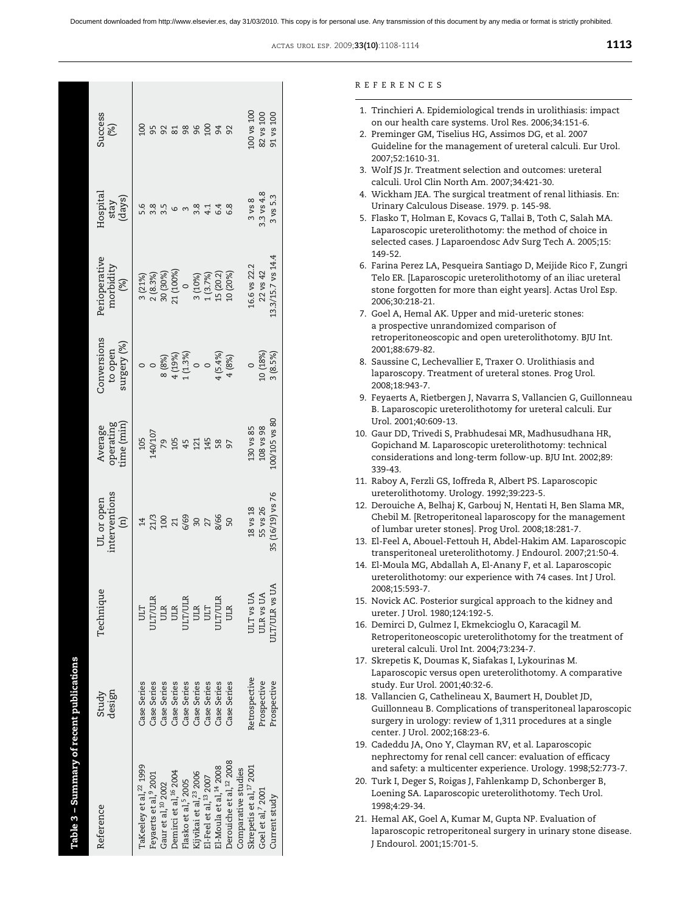Document downloaded from http://www.elsevier.es, day 31/03/2010. This copy is for personal use. Any transmission of this document by any media or format is strictly prohibited.

**Table 3 – Summary of recent publications**

| Reference | Study design | Technique | UL or open interventions (n) | Average operating time (min) | Conversions to open surgery (%) | Perioperative morbidity (%) | Hospital stay (days) | Success (%) |
|---|---|---|---|---|---|---|---|---|
| TaKeeley et al,[22] 1999 | Case Series | ULT | 14 | 105 | 0 | 3 (21%) | 5.6 | 100 |
| Feyaerts et al,[9] 2001 | Case Series | ULT/ULR | 21/3 | 140/107 | 0 | 2 (8.3%) | 3.8 | 95 |
| Gaur et al,[10] 2002 | Case Series | ULR | 100 | 79 | 8 (8%) | 30 (30%) | 3.5 | 92 |
| Demirci et al,[16] 2004 | Case Series | ULR | 21 | 105 | 4 (19%) | 21 (100%) | 6 | 81 |
| Flasko et al,[5] 2005 | Case Series | ULT/ULR | 6/69 | 45 | 1 (1.3%) | 0 | 3 | 98 |
| Kijvikai et al,[23] 2006 | Case Series | ULR | 30 | 121 | 0 | 3 (10%) | 3.8 | 96 |
| El-Feel et al,[13] 2007 | Case Series | ULT | 27 | 145 | 0 | 1 (3.7%) | 4.1 | 100 |
| El-Moula et al,[14] 2008 | Case Series | ULT/ULR | 8/66 | 58 | 4 (5.4%) | 15 (20.2) | 6.4 | 94 |
| Derouiche et al,[12] 2008 | Case Series | ULR | 50 | 97 | 4 (8%) | 10 (20%) | 6.8 | 92 |
| Comparative studies | | | | | | | | |
| Skrepetis et al,[17] 2001 | Retrospective | ULT vs UA | 18 vs 18 | 130 vs 85 | 0 | 16.6 vs 22.2 | 3 vs 8 | 100 vs 100 |
| Goel et al,[7] 2001 | Prospective | ULR vs UA | 55 vs 26 | 108 vs 98 | 10 (18%) | 22 vs 42 | 3.3 vs 4.8 | 82 vs 100 |
| Current study | Prospective | ULT/ULR vs UA | 35 (16/19) vs 76 | 100/105 vs 80 | 3 (8.5%) | 13.3/15.7 vs 14.4 | 3 vs 5.3 | 91 vs 100 |

## REFERENCES

1. Trinchieri A. Epidemiological trends in urolithiasis: impact on our health care systems. Urol Res. 2006;34:151-6.
2. Preminger GM, Tiselius HG, Assimos DG, et al. 2007 Guideline for the management of ureteral calculi. Eur Urol. 2007;52:1610-31.
3. Wolf JS Jr. Treatment selection and outcomes: ureteral calculi. Urol Clin North Am. 2007;34:421-30.
4. Wickham JEA. The surgical treatment of renal lithiasis. En: Urinary Calculous Disease. 1979. p. 145-98.
5. Flasko T, Holman E, Kovacs G, Tallai B, Toth C, Salah MA. Laparoscopic ureterolithotomy: the method of choice in selected cases. J Laparoendosc Adv Surg Tech A. 2005;15:149-52.
6. Farina Perez LA, Pesqueira Santiago D, Meijide Rico F, Zungri Telo ER. [Laparoscopic ureterolithotomy of an iliac ureteral stone forgotten for more than eight years]. Actas Urol Esp. 2006;30:218-21.
7. Goel A, Hemal AK. Upper and mid-ureteric stones: a prospective unrandomized comparison of retroperitoneoscopic and open ureterolithotomy. BJU Int. 2001;88:679-82.
8. Saussine C, Lechevallier E, Traxer O. Urolithiasis and laparoscopy. Treatment of ureteral stones. Prog Urol. 2008;18:943-7.
9. Feyaerts A, Rietbergen J, Navarra S, Vallancien G, Guillonneau B. Laparoscopic ureterolithotomy for ureteral calculi. Eur Urol. 2001;40:609-13.
10. Gaur DD, Trivedi S, Prabhudesai MR, Madhusudhana HR, Gopichand M. Laparoscopic ureterolithotomy: technical considerations and long-term follow-up. BJU Int. 2002;89:339-43.
11. Raboy A, Ferzli GS, Ioffreda R, Albert PS. Laparoscopic ureterolithotomy. Urology. 1992;39:223-5.
12. Derouiche A, Belhaj K, Garbouj N, Hentati H, Ben Slama MR, Chebil M. [Retroperitoneal laparoscopy for the management of lumbar ureter stones]. Prog Urol. 2008;18:281-7.
13. El-Feel A, Abouel-Fettouh H, Abdel-Hakim AM. Laparoscopic transperitoneal ureterolithotomy. J Endourol. 2007;21:50-4.
14. El-Moula MG, Abdallah A, El-Anany F, et al. Laparoscopic ureterolithotomy: our experience with 74 cases. Int J Urol. 2008;15:593-7.
15. Novick AC. Posterior surgical approach to the kidney and ureter. J Urol. 1980;124:192-5.
16. Demirci D, Gulmez I, Ekmekcioglu O, Karacagil M. Retroperitoneoscopic ureterolithotomy for the treatment of ureteral calculi. Urol Int. 2004;73:234-7.
17. Skrepetis K, Doumas K, Siafakas I, Lykourinas M. Laparoscopic versus open ureterolithotomy. A comparative study. Eur Urol. 2001;40:32-6.
18. Vallancien G, Cathelineau X, Baumert H, Doublet JD, Guillonneau B. Complications of transperitoneal laparoscopic surgery in urology: review of 1,311 procedures at a single center. J Urol. 2002;168:23-6.
19. Cadeddu JA, Ono Y, Clayman RV, et al. Laparoscopic nephrectomy for renal cell cancer: evaluation of efficacy and safety: a multicenter experience. Urology. 1998;52:773-7.
20. Turk I, Deger S, Roigas J, Fahlenkamp D, Schonberger B, Loening SA. Laparoscopic ureterolithotomy. Tech Urol. 1998;4:29-34.
21. Hemal AK, Goel A, Kumar M, Gupta NP. Evaluation of laparoscopic retroperitoneal surgery in urinary stone disease. J Endourol. 2001;15:701-5.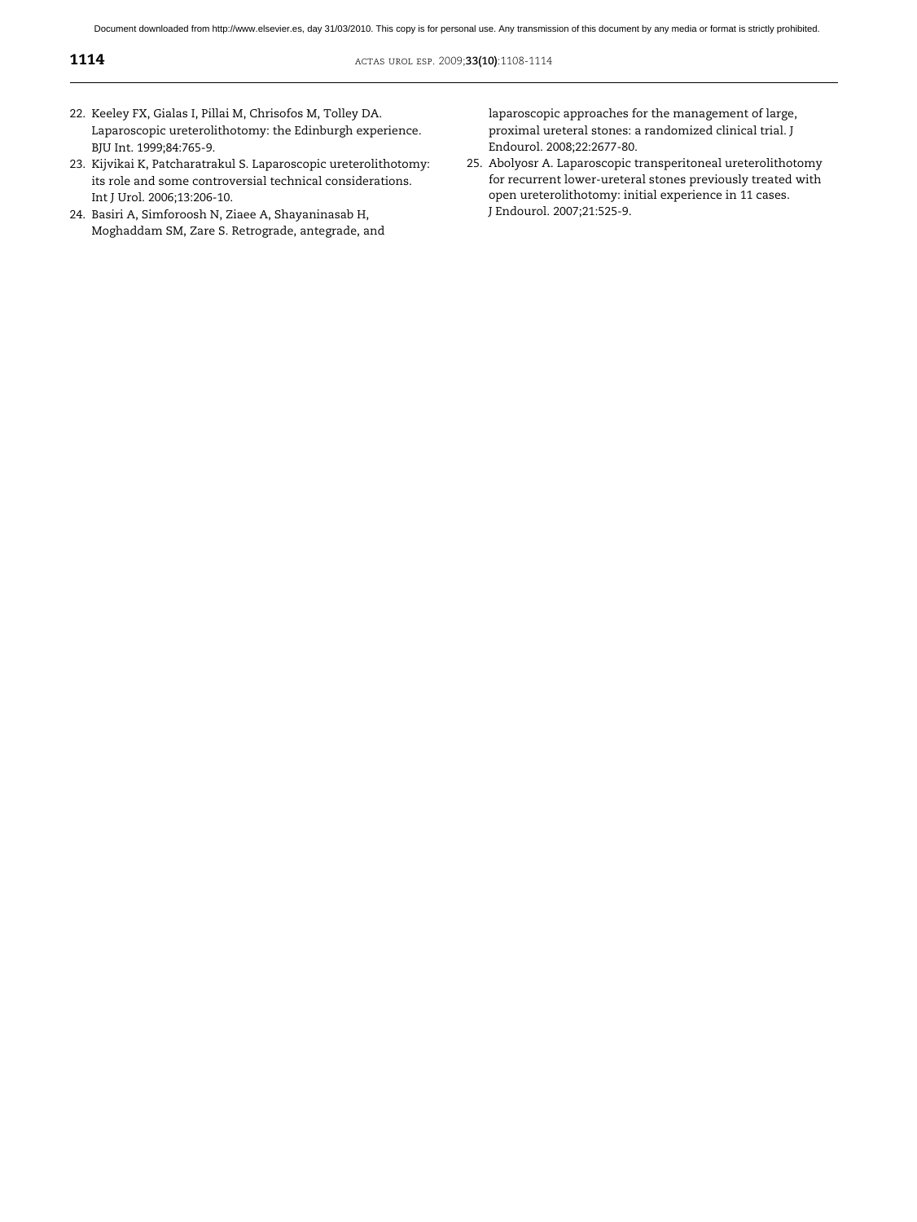22. Keeley FX, Gialas I, Pillai M, Chrisofos M, Tolley DA. Laparoscopic ureterolithotomy: the Edinburgh experience. BJU Int. 1999;84:765-9.
23. Kijvikai K, Patcharatrakul S. Laparoscopic ureterolithotomy: its role and some controversial technical considerations. Int J Urol. 2006;13:206-10.
24. Basiri A, Simforoosh N, Ziaee A, Shayaninasab H, Moghaddam SM, Zare S. Retrograde, antegrade, and laparoscopic approaches for the management of large, proximal ureteral stones: a randomized clinical trial. J Endourol. 2008;22:2677-80.
25. Abolyosr A. Laparoscopic transperitoneal ureterolithotomy for recurrent lower-ureteral stones previously treated with open ureterolithotomy: initial experience in 11 cases. J Endourol. 2007;21:525-9.